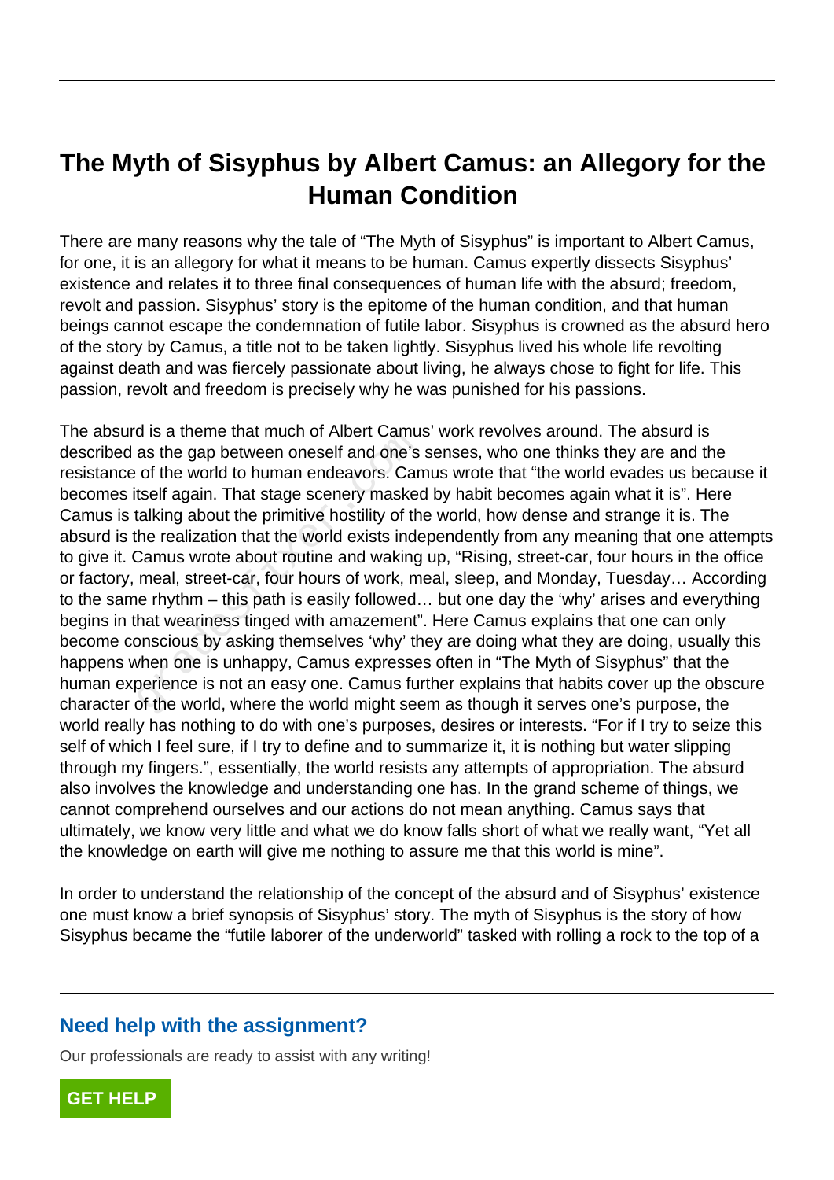# The Myth of Sisyphus by Albert Camus: an Allegory for the Human Condition

There are many reasons why the tale of "The Myth of Sisyphus" is important to Albert Camus, for one, it is an allegory for what it means to be human. Camus expertly dissects Sisyphus' existence and relates it to three final consequences of human life with the absurd; freedom, revolt and passion. Sisyphus' story is the epitome of the human condition, and that human beings cannot escape the condemnation of futile labor. Sisyphus is crowned as the absurd hero of the story by Camus, a title not to be taken lightly. Sisyphus lived his whole life revolting against death and was fiercely passionate about living, he always chose to fight for life. This passion, revolt and freedom is precisely why he was punished for his passions.

The absurd is a theme that much of Albert Camus' work revolves around. The absurd is described as the gap between oneself and one's senses, who one thinks they are and the resistance of the world to human endeavors. Camus wrote that "the world evades us because it becomes itself again. That stage scenery masked by habit becomes again what it is". Here Camus is talking about the primitive hostility of the world, how dense and strange it is. The absurd is the realization that the world exists independently from any meaning that one attempts to give it. Camus wrote about routine and waking up, "Rising, street-car, four hours in the office or factory, meal, street-car, four hours of work, meal, sleep, and Monday, Tuesday… According to the same rhythm – this path is easily followed… but one day the 'why' arises and everything begins in that weariness tinged with amazement". Here Camus explains that one can only become conscious by asking themselves 'why' they are doing what they are doing, usually this happens when one is unhappy, Camus expresses often in "The Myth of Sisyphus" that the human experience is not an easy one. Camus further explains that habits cover up the obscure character of the world, where the world might seem as though it serves one's purpose, the world really has nothing to do with one's purposes, desires or interests. "For if I try to seize this self of which I feel sure, if I try to define and to summarize it, it is nothing but water slipping through my fingers.", essentially, the world resists any attempts of appropriation. The absurd also involves the knowledge and understanding one has. In the grand scheme of things, we cannot comprehend ourselves and our actions do not mean anything. Camus says that ultimately, we know very little and what we do know falls short of what we really want, "Yet all the knowledge on earth will give me nothing to assure me that this world is mine".

In order to understand the relationship of the concept of the absurd and of Sisyphus' existence one must know a brief synopsis of Sisyphus' story. The myth of Sisyphus is the story of how Sisyphus became the "futile laborer of the underworld" tasked with rolling a rock to the top of a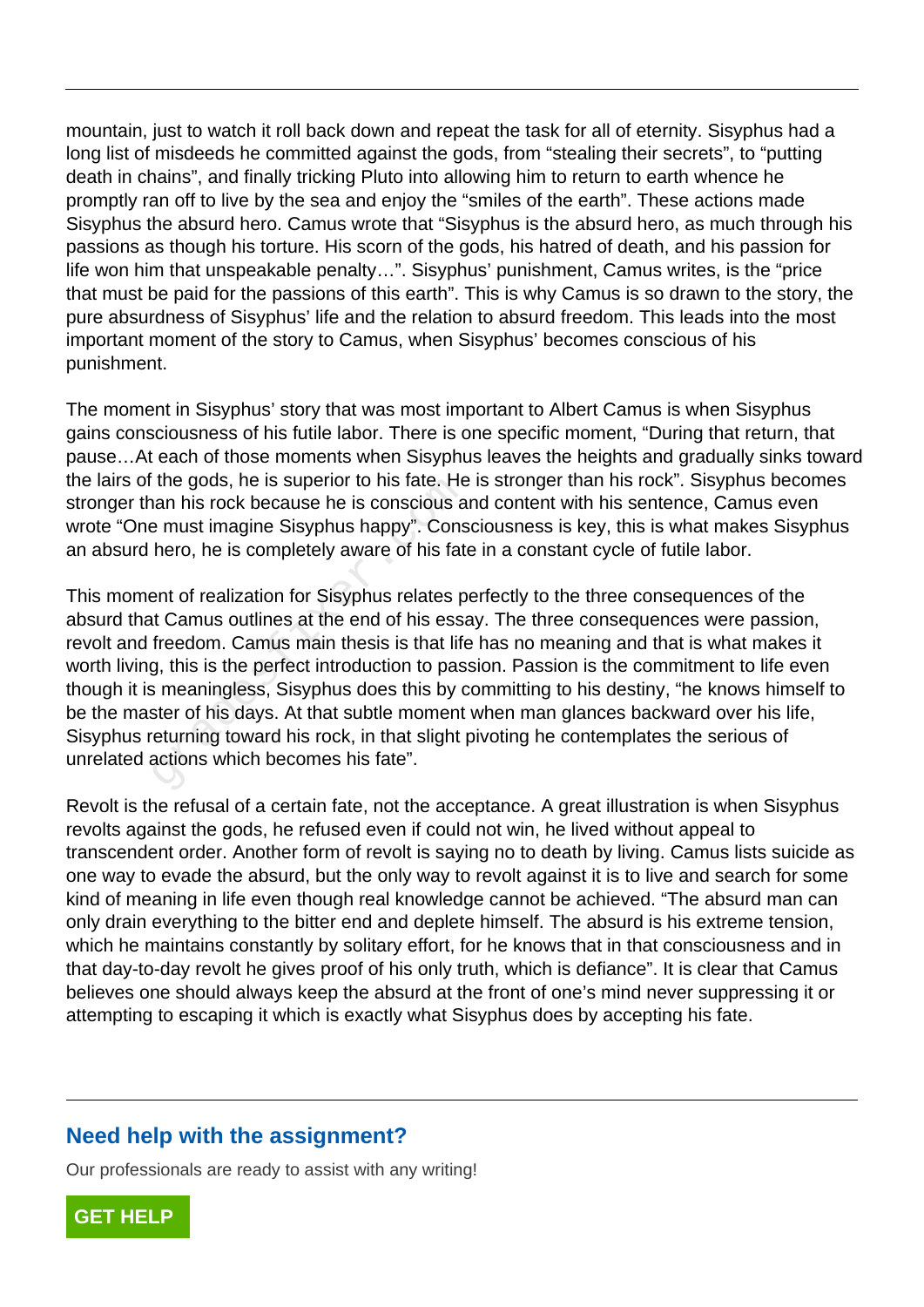mountain, just to watch it roll back down and repeat the task for all of eternity. Sisyphus had a long list of misdeeds he committed against the gods, from "stealing their secrets", to "putting death in chains", and finally tricking Pluto into allowing him to return to earth whence he promptly ran off to live by the sea and enjoy the "smiles of the earth". These actions made Sisyphus the absurd hero. Camus wrote that "Sisyphus is the absurd hero, as much through his passions as though his torture. His scorn of the gods, his hatred of death, and his passion for life won him that unspeakable penalty…". Sisyphus' punishment, Camus writes, is the "price that must be paid for the passions of this earth". This is why Camus is so drawn to the story, the pure absurdness of Sisyphus' life and the relation to absurd freedom. This leads into the most important moment of the story to Camus, when Sisyphus' becomes conscious of his punishment.

The moment in Sisyphus' story that was most important to Albert Camus is when Sisyphus gains consciousness of his futile labor. There is one specific moment, "During that return, that pause…At each of those moments when Sisyphus leaves the heights and gradually sinks toward the lairs of the gods, he is superior to his fate. He is stronger than his rock". Sisyphus becomes stronger than his rock because he is conscious and content with his sentence, Camus even wrote "One must imagine Sisyphus happy". Consciousness is key, this is what makes Sisyphus an absurd hero, he is completely aware of his fate in a constant cycle of futile labor.

This moment of realization for Sisyphus relates perfectly to the three consequences of the absurd that Camus outlines at the end of his essay. The three consequences were passion, revolt and freedom. Camus main thesis is that life has no meaning and that is what makes it worth living, this is the perfect introduction to passion. Passion is the commitment to life even though it is meaningless, Sisyphus does this by committing to his destiny, "he knows himself to be the master of his days. At that subtle moment when man glances backward over his life, Sisyphus returning toward his rock, in that slight pivoting he contemplates the serious of unrelated actions which becomes his fate".

Revolt is the refusal of a certain fate, not the acceptance. A great illustration is when Sisyphus revolts against the gods, he refused even if could not win, he lived without appeal to transcendent order. Another form of revolt is saying no to death by living. Camus lists suicide as one way to evade the absurd, but the only way to revolt against it is to live and search for some kind of meaning in life even though real knowledge cannot be achieved. "The absurd man can only drain everything to the bitter end and deplete himself. The absurd is his extreme tension, which he maintains constantly by solitary effort, for he knows that in that consciousness and in that day-to-day revolt he gives proof of his only truth, which is defiance". It is clear that Camus believes one should always keep the absurd at the front of one's mind never suppressing it or attempting to escaping it which is exactly what Sisyphus does by accepting his fate.

## Need help with the assignment?

Our professionals are ready to assist with any writing!

GET HELP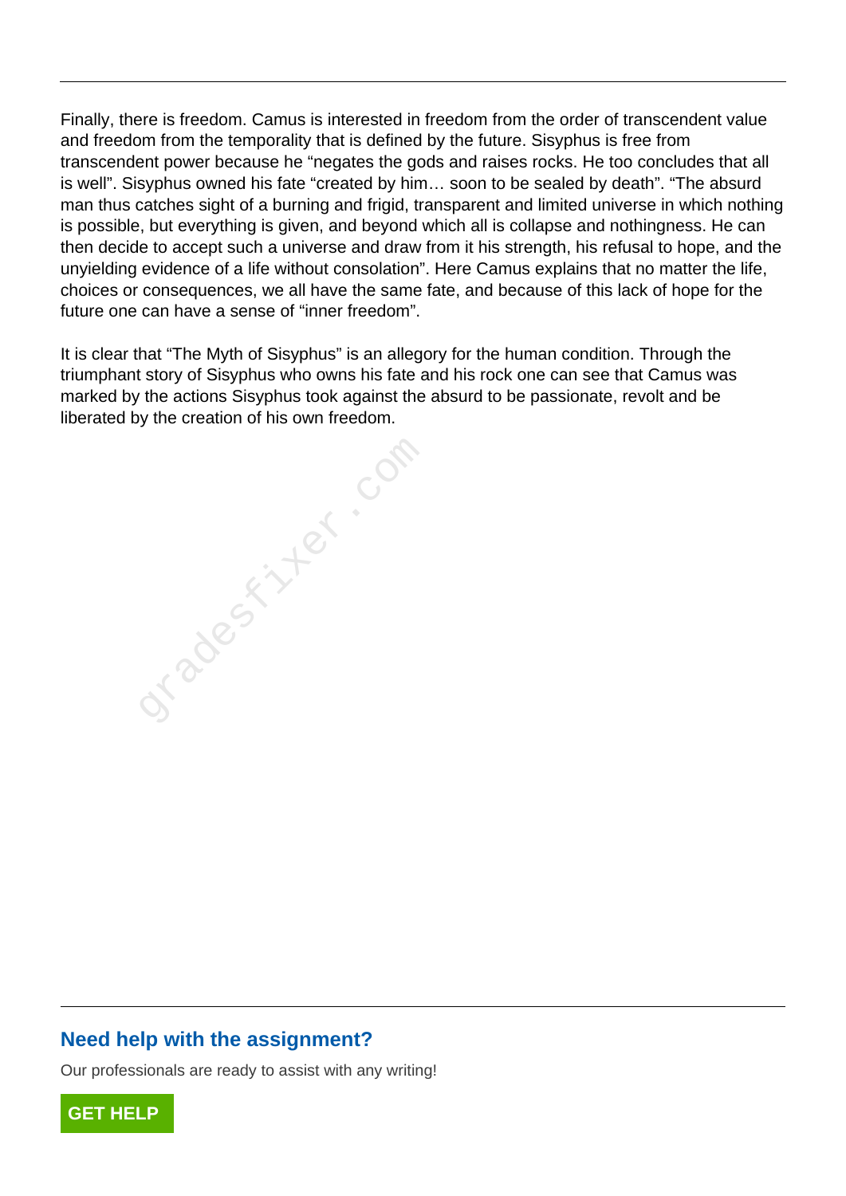Finally, there is freedom. Camus is interested in freedom from the order of transcendent value and freedom from the temporality that is defined by the future. Sisyphus is free from transcendent power because he "negates the gods and raises rocks. He too concludes that all is well". Sisyphus owned his fate "created by him… soon to be sealed by death". "The absurd man thus catches sight of a burning and frigid, transparent and limited universe in which nothing is possible, but everything is given, and beyond which all is collapse and nothingness. He can then decide to accept such a universe and draw from it his strength, his refusal to hope, and the unyielding evidence of a life without consolation". Here Camus explains that no matter the life, choices or consequences, we all have the same fate, and because of this lack of hope for the future one can have a sense of "inner freedom".

It is clear that "The Myth of Sisyphus" is an allegory for the human condition. Through the triumphant story of Sisyphus who owns his fate and his rock one can see that Camus was marked by the actions Sisyphus took against the absurd to be passionate, revolt and be liberated by the creation of his own freedom.

## Need help with the assignment?

Our professionals are ready to assist with any writing!

**GET HELP**